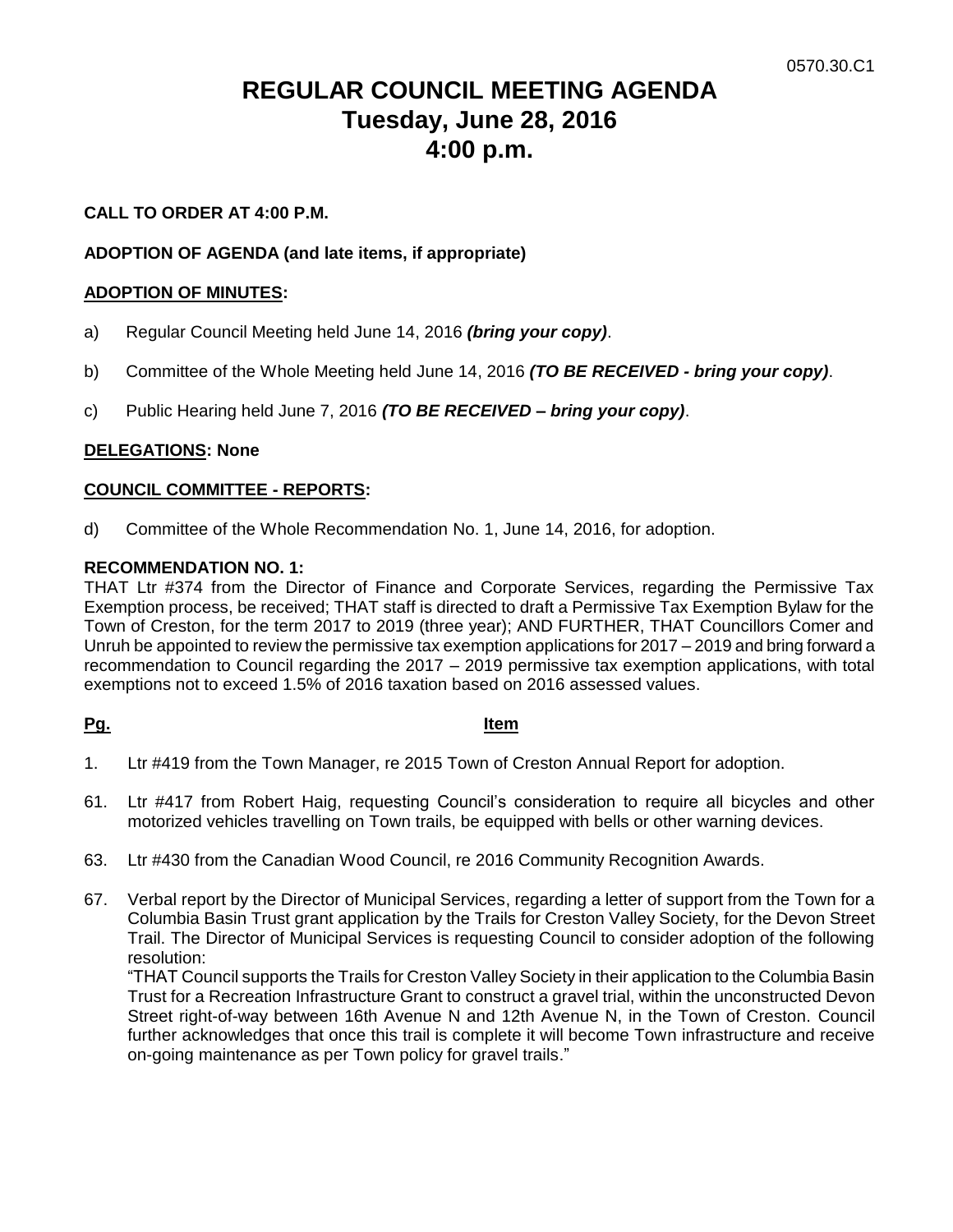0570.30.C1

# REGULAR COUNCIL MEETING AGENDA
# Tuesday, June 28, 2016
# 4:00 p.m.

**CALL TO ORDER AT 4:00 P.M.**

**ADOPTION OF AGENDA (and late items, if appropriate)**

**ADOPTION OF MINUTES:**

a) Regular Council Meeting held June 14, 2016 ***(bring your copy)***.

b) Committee of the Whole Meeting held June 14, 2016 ***(TO BE RECEIVED - bring your copy)***.

c) Public Hearing held June 7, 2016 ***(TO BE RECEIVED – bring your copy)***.

**DELEGATIONS: None**

**COUNCIL COMMITTEE - REPORTS:**

d) Committee of the Whole Recommendation No. 1, June 14, 2016, for adoption.

**RECOMMENDATION NO. 1:**
THAT Ltr #374 from the Director of Finance and Corporate Services, regarding the Permissive Tax Exemption process, be received; THAT staff is directed to draft a Permissive Tax Exemption Bylaw for the Town of Creston, for the term 2017 to 2019 (three year); AND FURTHER, THAT Councillors Comer and Unruh be appointed to review the permissive tax exemption applications for 2017 – 2019 and bring forward a recommendation to Council regarding the 2017 – 2019 permissive tax exemption applications, with total exemptions not to exceed 1.5% of 2016 taxation based on 2016 assessed values.

| Pg. | Item |
|---|---|
| 1. | Ltr #419 from the Town Manager, re 2015 Town of Creston Annual Report for adoption. |
| 61. | Ltr #417 from Robert Haig, requesting Council's consideration to require all bicycles and other motorized vehicles travelling on Town trails, be equipped with bells or other warning devices. |
| 63. | Ltr #430 from the Canadian Wood Council, re 2016 Community Recognition Awards. |
| 67. | Verbal report by the Director of Municipal Services, regarding a letter of support from the Town for a Columbia Basin Trust grant application by the Trails for Creston Valley Society, for the Devon Street Trail. The Director of Municipal Services is requesting Council to consider adoption of the following resolution: "THAT Council supports the Trails for Creston Valley Society in their application to the Columbia Basin Trust for a Recreation Infrastructure Grant to construct a gravel trial, within the unconstructed Devon Street right-of-way between 16th Avenue N and 12th Avenue N, in the Town of Creston. Council further acknowledges that once this trail is complete it will become Town infrastructure and receive on-going maintenance as per Town policy for gravel trails." |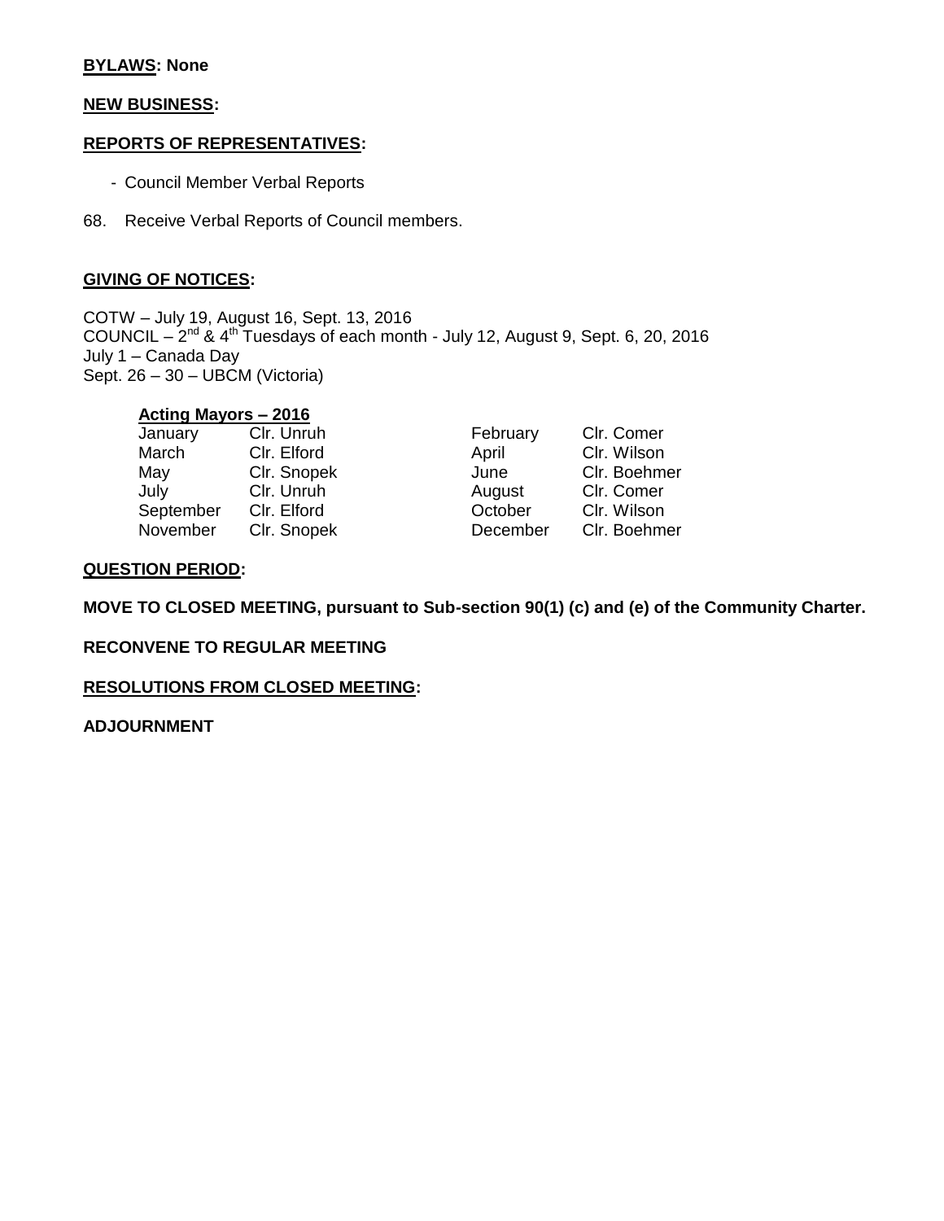**BYLAWS: None**

**NEW BUSINESS:**

**REPORTS OF REPRESENTATIVES:**

- Council Member Verbal Reports

68. Receive Verbal Reports of Council members.

**GIVING OF NOTICES:**

COTW – July 19, August 16, Sept. 13, 2016
COUNCIL – 2nd & 4th Tuesdays of each month - July 12, August 9, Sept. 6, 20, 2016
July 1 – Canada Day
Sept. 26 – 30 – UBCM (Victoria)

**Acting Mayors – 2016**

| | | | |
|---|---|---|---|
| January | Clr. Unruh | February | Clr. Comer |
| March | Clr. Elford | April | Clr. Wilson |
| May | Clr. Snopek | June | Clr. Boehmer |
| July | Clr. Unruh | August | Clr. Comer |
| September | Clr. Elford | October | Clr. Wilson |
| November | Clr. Snopek | December | Clr. Boehmer |

**QUESTION PERIOD:**

**MOVE TO CLOSED MEETING, pursuant to Sub-section 90(1) (c) and (e) of the Community Charter.**

**RECONVENE TO REGULAR MEETING**

**RESOLUTIONS FROM CLOSED MEETING:**

**ADJOURNMENT**